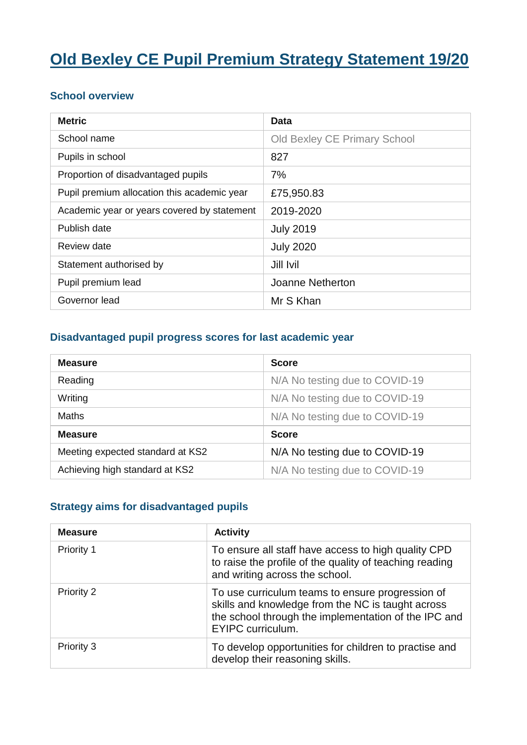# Old Bexley CE Pupil Premium Strategy Statement 19/20

### School overview

| Metric | Data |
|---|---|
| School name | Old Bexley CE Primary School |
| Pupils in school | 827 |
| Proportion of disadvantaged pupils | 7% |
| Pupil premium allocation this academic year | £75,950.83 |
| Academic year or years covered by statement | 2019-2020 |
| Publish date | July 2019 |
| Review date | July 2020 |
| Statement authorised by | Jill Ivil |
| Pupil premium lead | Joanne Netherton |
| Governor lead | Mr S Khan |

### Disadvantaged pupil progress scores for last academic year

| Measure | Score |
|---|---|
| Reading | N/A No testing due to COVID-19 |
| Writing | N/A No testing due to COVID-19 |
| Maths | N/A No testing due to COVID-19 |
| **Measure** | **Score** |
| Meeting expected standard at KS2 | N/A No testing due to COVID-19 |
| Achieving high standard at KS2 | N/A No testing due to COVID-19 |

### Strategy aims for disadvantaged pupils

| Measure | Activity |
|---|---|
| Priority 1 | To ensure all staff have access to high quality CPD to raise the profile of the quality of teaching reading and writing across the school. |
| Priority 2 | To use curriculum teams to ensure progression of skills and knowledge from the NC is taught across the school through the implementation of the IPC and EYIPC curriculum. |
| Priority 3 | To develop opportunities for children to practise and develop their reasoning skills. |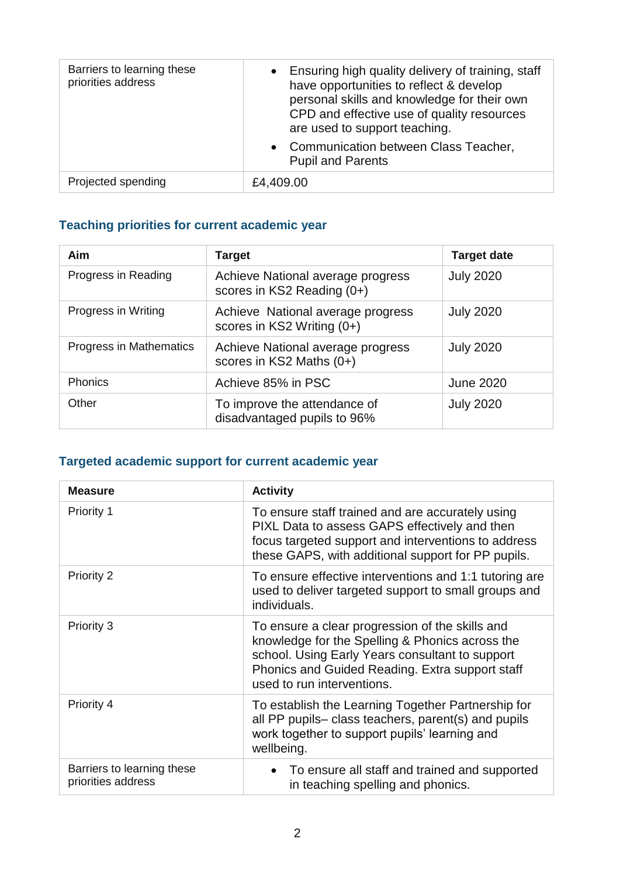| | |
|---|---|
| Barriers to learning these priorities address | • Ensuring high quality delivery of training, staff have opportunities to reflect & develop personal skills and knowledge for their own CPD and effective use of quality resources are used to support teaching.<br>• Communication between Class Teacher, Pupil and Parents |
| Projected spending | £4,409.00 |

### Teaching priorities for current academic year

| Aim | Target | Target date |
|---|---|---|
| Progress in Reading | Achieve National average progress scores in KS2 Reading (0+) | July 2020 |
| Progress in Writing | Achieve  National average progress scores in KS2 Writing (0+) | July 2020 |
| Progress in Mathematics | Achieve National average progress scores in KS2 Maths (0+) | July 2020 |
| Phonics | Achieve 85% in PSC | June 2020 |
| Other | To improve the attendance of disadvantaged pupils to 96% | July 2020 |

### Targeted academic support for current academic year

| Measure | Activity |
|---|---|
| Priority 1 | To ensure staff trained and are accurately using PIXL Data to assess GAPS effectively and then focus targeted support and interventions to address these GAPS, with additional support for PP pupils. |
| Priority 2 | To ensure effective interventions and 1:1 tutoring are used to deliver targeted support to small groups and individuals. |
| Priority 3 | To ensure a clear progression of the skills and knowledge for the Spelling & Phonics across the school. Using Early Years consultant to support Phonics and Guided Reading. Extra support staff used to run interventions. |
| Priority 4 | To establish the Learning Together Partnership for all PP pupils– class teachers, parent(s) and pupils work together to support pupils' learning and wellbeing. |
| Barriers to learning these priorities address | • To ensure all staff and trained and supported in teaching spelling and phonics. |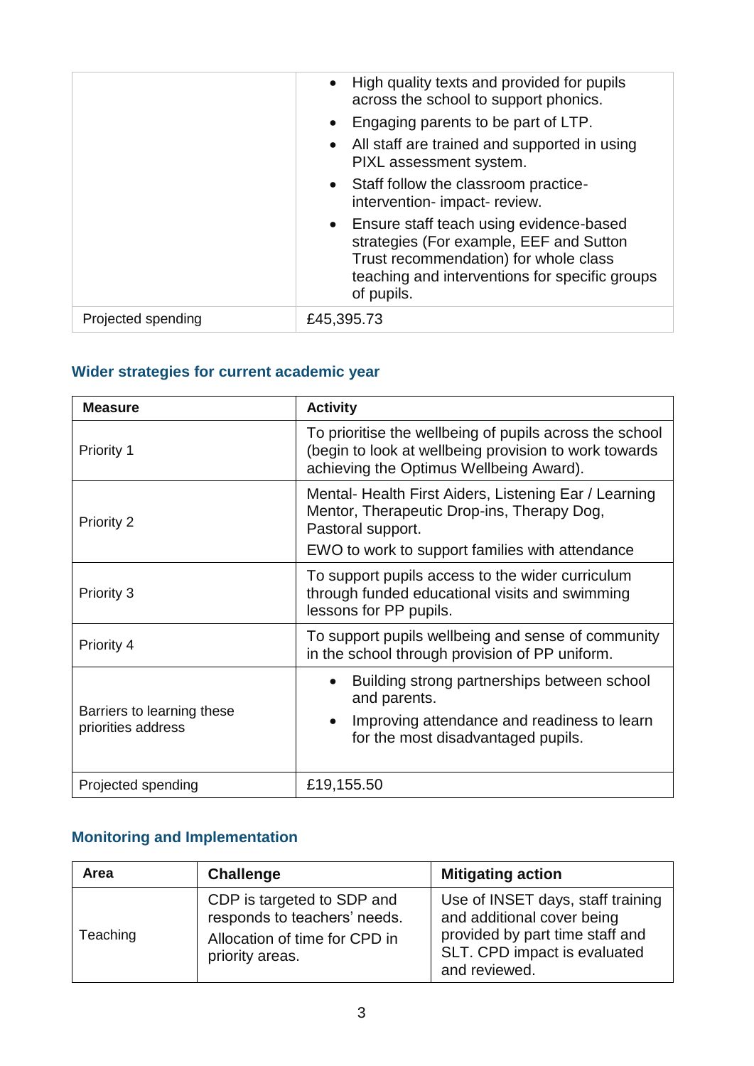| | |
|---|---|
| | • High quality texts and provided for pupils across the school to support phonics.<br>• Engaging parents to be part of LTP.<br>• All staff are trained and supported in using PIXL assessment system.<br>• Staff follow the classroom practice-intervention- impact- review.<br>• Ensure staff teach using evidence-based strategies (For example, EEF and Sutton Trust recommendation) for whole class teaching and interventions for specific groups of pupils. |
| Projected spending | £45,395.73 |

## Wider strategies for current academic year

| Measure | Activity |
|---|---|
| Priority 1 | To prioritise the wellbeing of pupils across the school (begin to look at wellbeing provision to work towards achieving the Optimus Wellbeing Award). |
| Priority 2 | Mental- Health First Aiders, Listening Ear / Learning Mentor, Therapeutic Drop-ins, Therapy Dog, Pastoral support.<br>EWO to work to support families with attendance |
| Priority 3 | To support pupils access to the wider curriculum through funded educational visits and swimming lessons for PP pupils. |
| Priority 4 | To support pupils wellbeing and sense of community in the school through provision of PP uniform. |
| Barriers to learning these priorities address | • Building strong partnerships between school and parents.<br>• Improving attendance and readiness to learn for the most disadvantaged pupils. |
| Projected spending | £19,155.50 |

## Monitoring and Implementation

| Area | Challenge | Mitigating action |
|---|---|---|
| Teaching | CDP is targeted to SDP and responds to teachers' needs.<br>Allocation of time for CPD in priority areas. | Use of INSET days, staff training and additional cover being provided by part time staff and SLT. CPD impact is evaluated and reviewed. |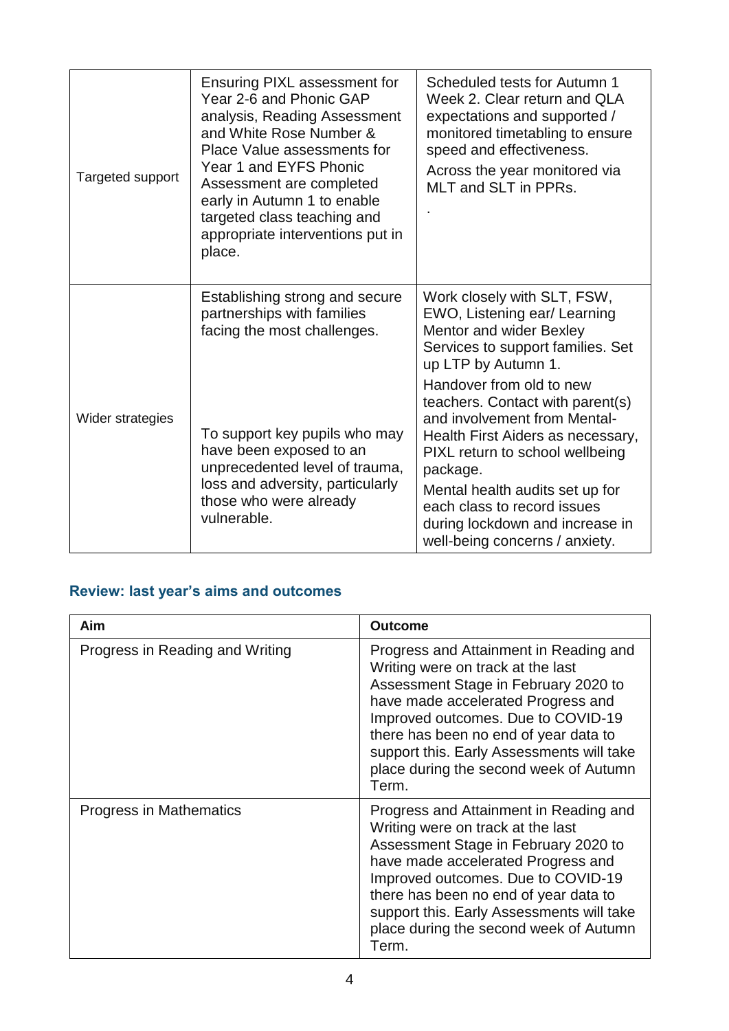| | | |
|---|---|---|
| Targeted support | Ensuring PIXL assessment for Year 2-6 and Phonic GAP analysis, Reading Assessment and White Rose Number & Place Value assessments for Year 1 and EYFS Phonic Assessment are completed early in Autumn 1 to enable targeted class teaching and appropriate interventions put in place. | Scheduled tests for Autumn 1 Week 2. Clear return and QLA expectations and supported / monitored timetabling to ensure speed and effectiveness.<br>Across the year monitored via MLT and SLT in PPRs.<br>. |
| Wider strategies | Establishing strong and secure partnerships with families facing the most challenges.<br><br>To support key pupils who may have been exposed to an unprecedented level of trauma, loss and adversity, particularly those who were already vulnerable. | Work closely with SLT, FSW, EWO, Listening ear/ Learning Mentor and wider Bexley Services to support families. Set up LTP by Autumn 1.<br>Handover from old to new teachers. Contact with parent(s) and involvement from Mental-Health First Aiders as necessary, PIXL return to school wellbeing package.<br>Mental health audits set up for each class to record issues during lockdown and increase in well-being concerns / anxiety. |

## Review: last year's aims and outcomes

| Aim | Outcome |
|---|---|
| Progress in Reading and Writing | Progress and Attainment in Reading and Writing were on track at the last Assessment Stage in February 2020 to have made accelerated Progress and Improved outcomes. Due to COVID-19 there has been no end of year data to support this. Early Assessments will take place during the second week of Autumn Term. |
| Progress in Mathematics | Progress and Attainment in Reading and Writing were on track at the last Assessment Stage in February 2020 to have made accelerated Progress and Improved outcomes. Due to COVID-19 there has been no end of year data to support this. Early Assessments will take place during the second week of Autumn Term. |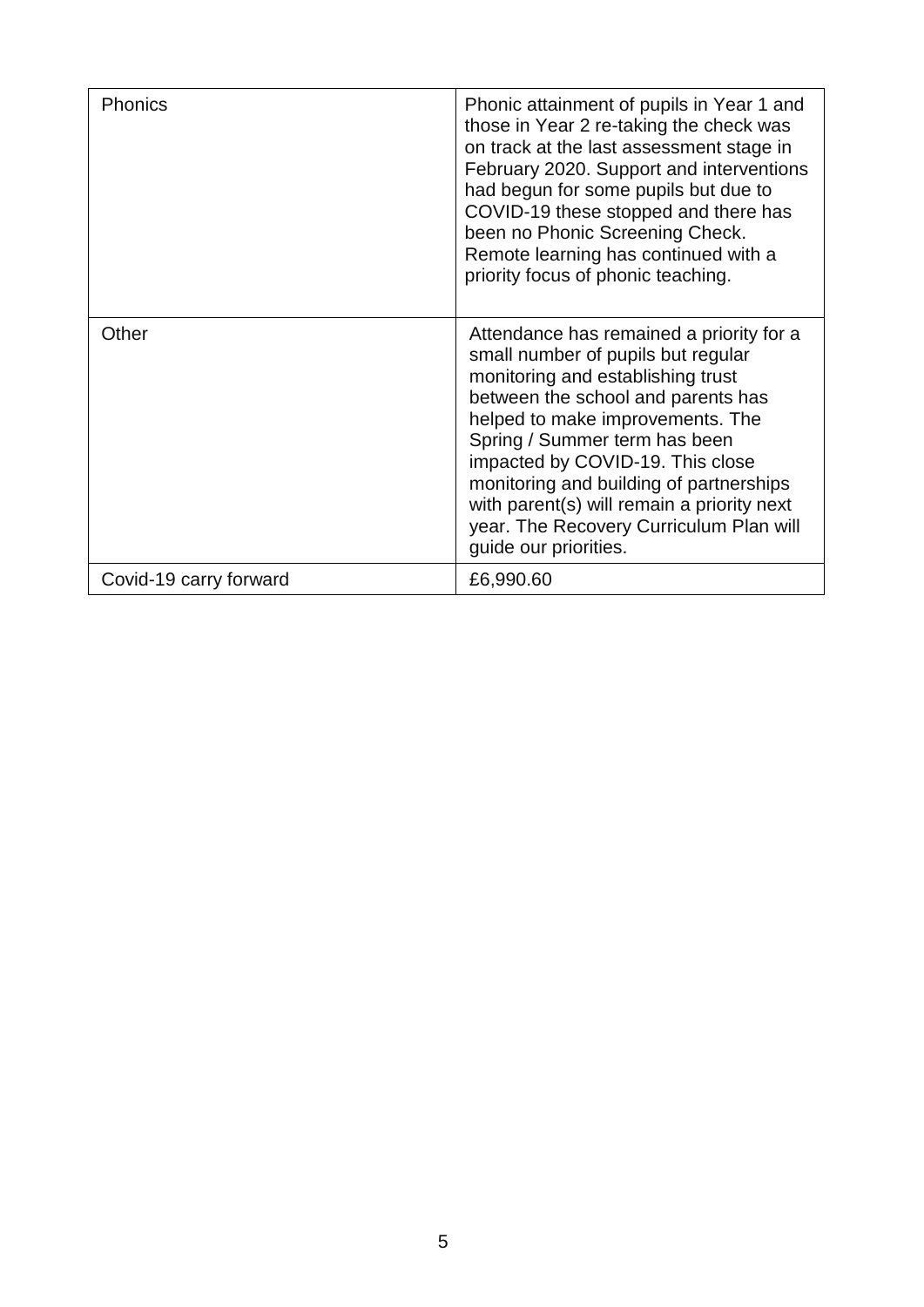| | |
|---|---|
| Phonics | Phonic attainment of pupils in Year 1 and those in Year 2 re-taking the check was on track at the last assessment stage in February 2020. Support and interventions had begun for some pupils but due to COVID-19 these stopped and there has been no Phonic Screening Check. Remote learning has continued with a priority focus of phonic teaching. |
| Other | Attendance has remained a priority for a small number of pupils but regular monitoring and establishing trust between the school and parents has helped to make improvements. The Spring / Summer term has been impacted by COVID-19. This close monitoring and building of partnerships with parent(s) will remain a priority next year. The Recovery Curriculum Plan will guide our priorities. |
| Covid-19 carry forward | £6,990.60 |